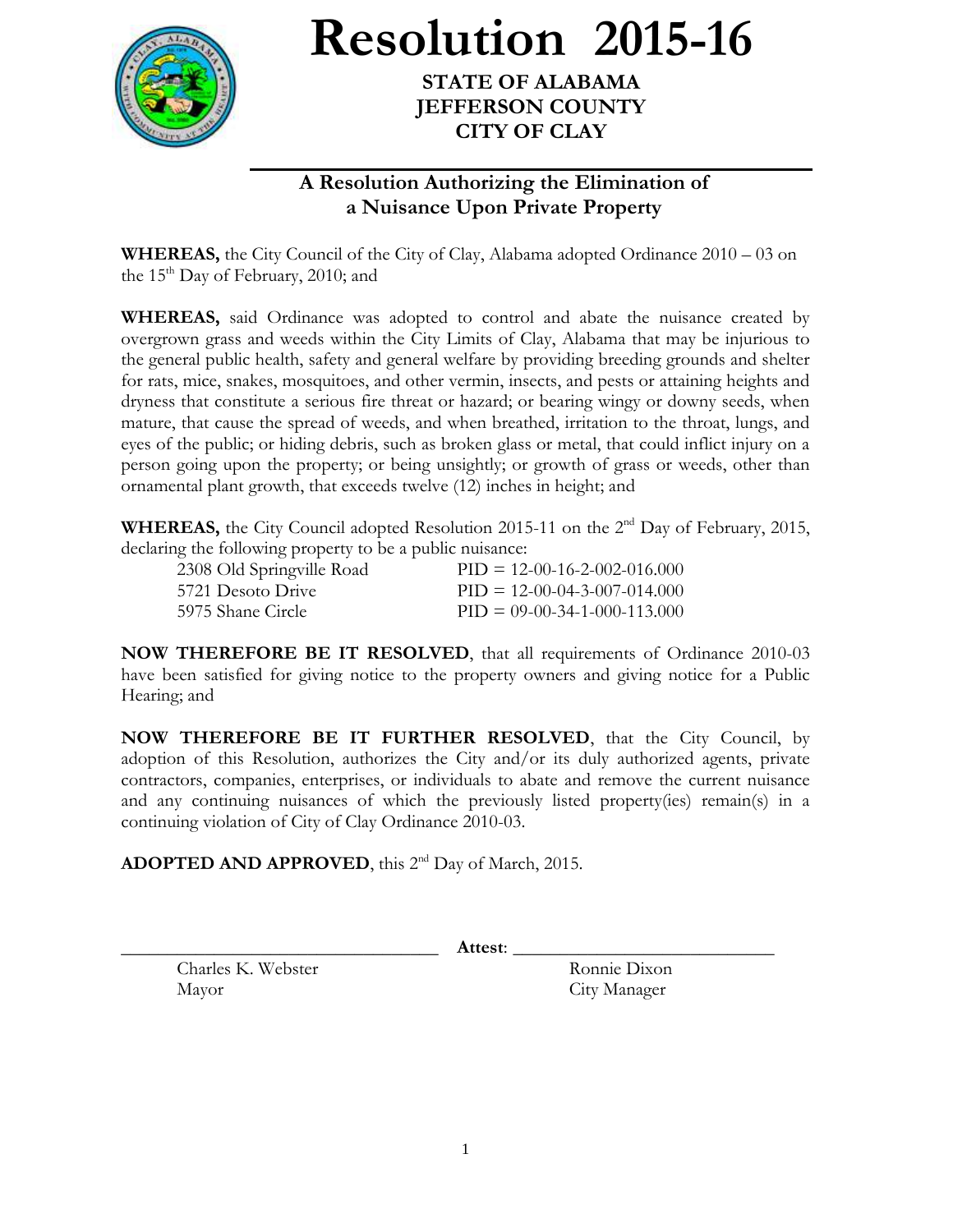# Resolution 2015-16

**STATE OF ALABAMA**
**JEFFERSON COUNTY**
**CITY OF CLAY**

## A Resolution Authorizing the Elimination of a Nuisance Upon Private Property

**WHEREAS,** the City Council of the City of Clay, Alabama adopted Ordinance 2010 – 03 on the 15th Day of February, 2010; and

**WHEREAS,** said Ordinance was adopted to control and abate the nuisance created by overgrown grass and weeds within the City Limits of Clay, Alabama that may be injurious to the general public health, safety and general welfare by providing breeding grounds and shelter for rats, mice, snakes, mosquitoes, and other vermin, insects, and pests or attaining heights and dryness that constitute a serious fire threat or hazard; or bearing wingy or downy seeds, when mature, that cause the spread of weeds, and when breathed, irritation to the throat, lungs, and eyes of the public; or hiding debris, such as broken glass or metal, that could inflict injury on a person going upon the property; or being unsightly; or growth of grass or weeds, other than ornamental plant growth, that exceeds twelve (12) inches in height; and

**WHEREAS,** the City Council adopted Resolution 2015-11 on the 2nd Day of February, 2015, declaring the following property to be a public nuisance:

| | |
|---|---|
| 2308 Old Springville Road | PID = 12-00-16-2-002-016.000 |
| 5721 Desoto Drive | PID = 12-00-04-3-007-014.000 |
| 5975 Shane Circle | PID = 09-00-34-1-000-113.000 |

**NOW THEREFORE BE IT RESOLVED**, that all requirements of Ordinance 2010-03 have been satisfied for giving notice to the property owners and giving notice for a Public Hearing; and

**NOW THEREFORE BE IT FURTHER RESOLVED**, that the City Council, by adoption of this Resolution, authorizes the City and/or its duly authorized agents, private contractors, companies, enterprises, or individuals to abate and remove the current nuisance and any continuing nuisances of which the previously listed property(ies) remain(s) in a continuing violation of City of Clay Ordinance 2010-03.

**ADOPTED AND APPROVED**, this 2nd Day of March, 2015.

\_\_\_\_\_\_\_\_\_\_\_\_\_\_\_\_\_\_\_\_\_\_\_\_\_\_\_\_\_\_ **Attest**: \_\_\_\_\_\_\_\_\_\_\_\_\_\_\_\_\_\_\_\_\_\_\_\_\_\_\_\_\_\_

Charles K. Webster
Mayor

Ronnie Dixon
City Manager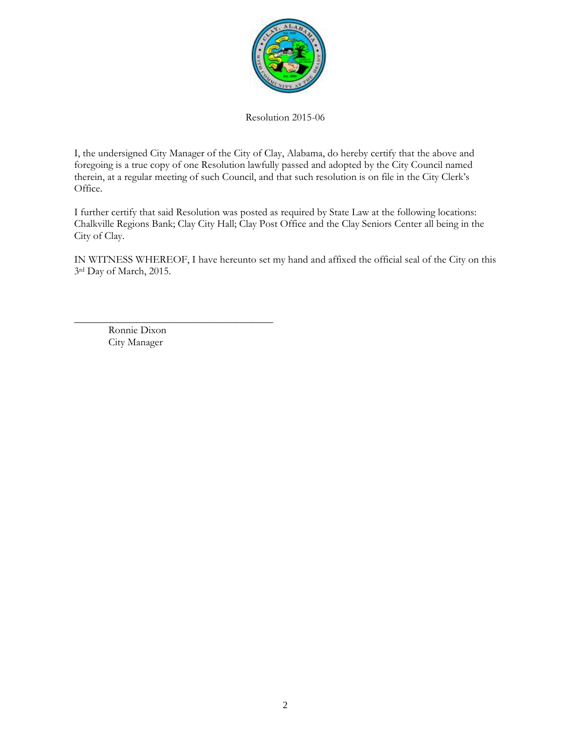Resolution 2015-06

I, the undersigned City Manager of the City of Clay, Alabama, do hereby certify that the above and foregoing is a true copy of one Resolution lawfully passed and adopted by the City Council named therein, at a regular meeting of such Council, and that such resolution is on file in the City Clerk's Office.

I further certify that said Resolution was posted as required by State Law at the following locations: Chalkville Regions Bank; Clay City Hall; Clay Post Office and the Clay Seniors Center all being in the City of Clay.

IN WITNESS WHEREOF, I have hereunto set my hand and affixed the official seal of the City on this 3rd Day of March, 2015.

\_\_\_\_\_\_\_\_\_\_\_\_\_\_\_\_\_\_\_\_\_\_\_\_\_\_\_\_\_\_\_\_\_\_\_\_\_\_\_\_

Ronnie Dixon
City Manager